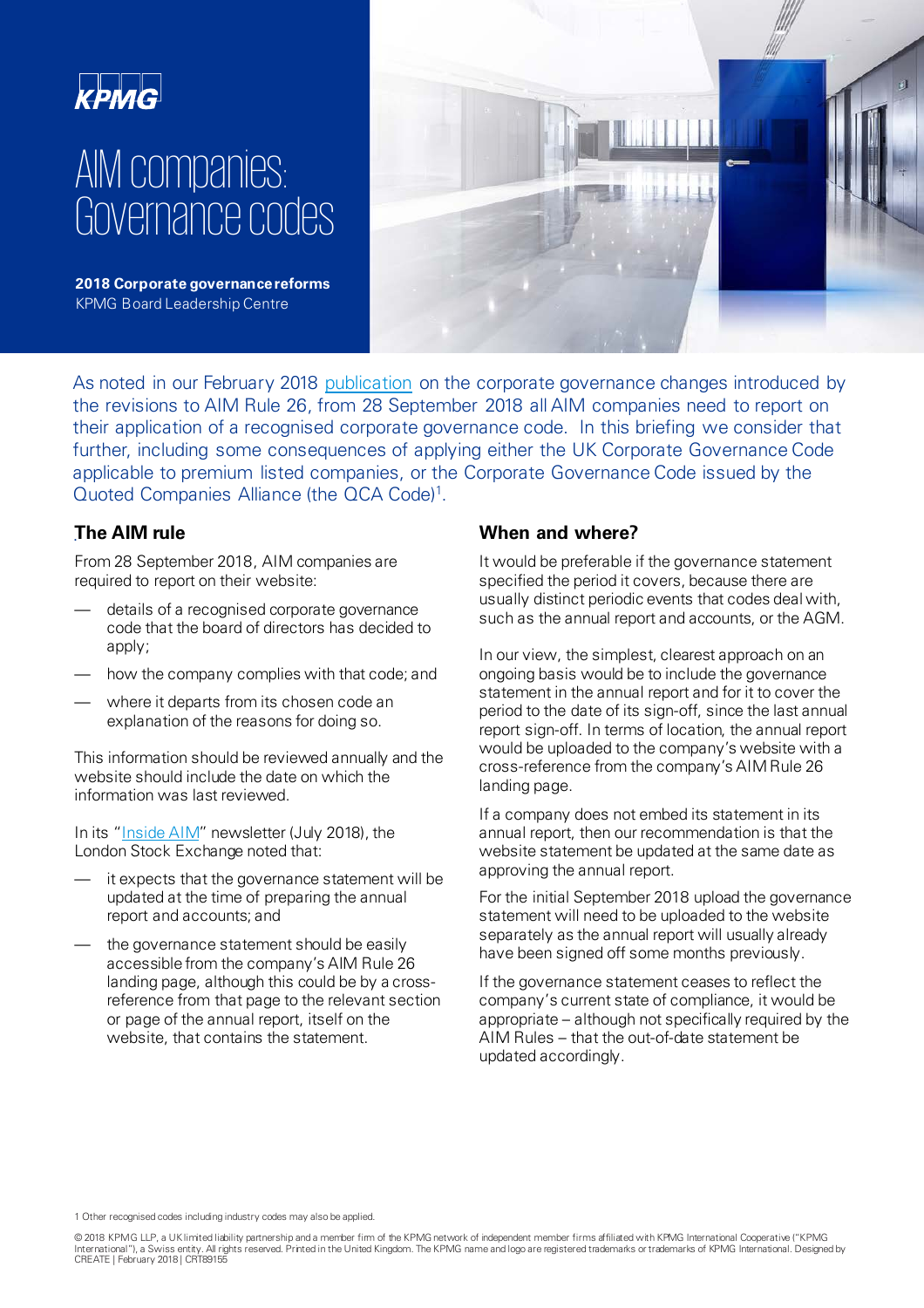KPMG

# AIM companies: Governance codes

**2018 Corporate governance reforms**
KPMG Board Leadership Centre

As noted in our February 2018 publication on the corporate governance changes introduced by the revisions to AIM Rule 26, from 28 September 2018 all AIM companies need to report on their application of a recognised corporate governance code. In this briefing we consider that further, including some consequences of applying either the UK Corporate Governance Code applicable to premium listed companies, or the Corporate Governance Code issued by the Quoted Companies Alliance (the QCA Code)[1].

## The AIM rule

From 28 September 2018, AIM companies are required to report on their website:

- details of a recognised corporate governance code that the board of directors has decided to apply;
- how the company complies with that code; and
- where it departs from its chosen code an explanation of the reasons for doing so.

This information should be reviewed annually and the website should include the date on which the information was last reviewed.

In its "Inside AIM" newsletter (July 2018), the London Stock Exchange noted that:

- it expects that the governance statement will be updated at the time of preparing the annual report and accounts; and
- the governance statement should be easily accessible from the company's AIM Rule 26 landing page, although this could be by a cross-reference from that page to the relevant section or page of the annual report, itself on the website, that contains the statement.

## When and where?

It would be preferable if the governance statement specified the period it covers, because there are usually distinct periodic events that codes deal with, such as the annual report and accounts, or the AGM.

In our view, the simplest, clearest approach on an ongoing basis would be to include the governance statement in the annual report and for it to cover the period to the date of its sign-off, since the last annual report sign-off. In terms of location, the annual report would be uploaded to the company's website with a cross-reference from the company's AIM Rule 26 landing page.

If a company does not embed its statement in its annual report, then our recommendation is that the website statement be updated at the same date as approving the annual report.

For the initial September 2018 upload the governance statement will need to be uploaded to the website separately as the annual report will usually already have been signed off some months previously.

If the governance statement ceases to reflect the company's current state of compliance, it would be appropriate – although not specifically required by the AIM Rules – that the out-of-date statement be updated accordingly.

1 Other recognised codes including industry codes may also be applied.

© 2018 KPMG LLP, a UK limited liability partnership and a member firm of the KPMG network of independent member firms affiliated with KPMG International Cooperative ("KPMG International"), a Swiss entity. All rights reserved. Printed in the United Kingdom. The KPMG name and logo are registered trademarks or trademarks of KPMG International. Designed by CREATE | February 2018 | CRT89155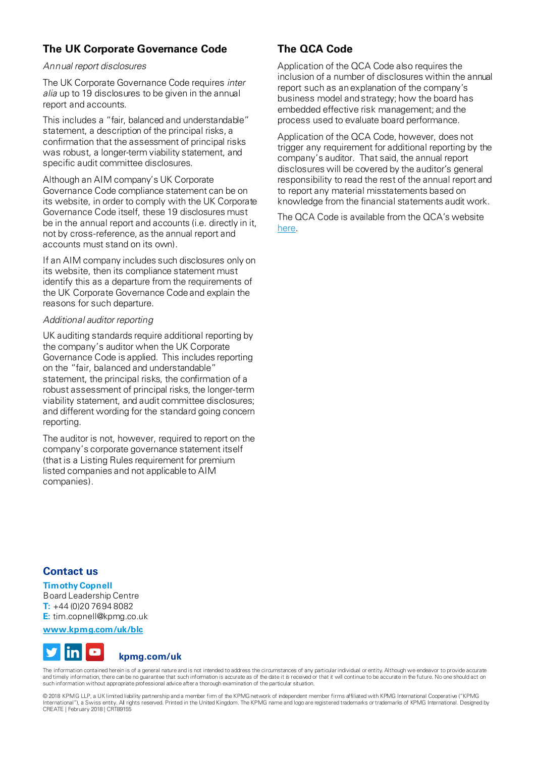## The UK Corporate Governance Code

*Annual report disclosures*

The UK Corporate Governance Code requires *inter alia* up to 19 disclosures to be given in the annual report and accounts.

This includes a "fair, balanced and understandable" statement, a description of the principal risks, a confirmation that the assessment of principal risks was robust, a longer-term viability statement, and specific audit committee disclosures.

Although an AIM company's UK Corporate Governance Code compliance statement can be on its website, in order to comply with the UK Corporate Governance Code itself, these 19 disclosures must be in the annual report and accounts (i.e. directly in it, not by cross-reference, as the annual report and accounts must stand on its own).

If an AIM company includes such disclosures only on its website, then its compliance statement must identify this as a departure from the requirements of the UK Corporate Governance Code and explain the reasons for such departure.

*Additional auditor reporting*

UK auditing standards require additional reporting by the company's auditor when the UK Corporate Governance Code is applied. This includes reporting on the "fair, balanced and understandable" statement, the principal risks, the confirmation of a robust assessment of principal risks, the longer-term viability statement, and audit committee disclosures; and different wording for the standard going concern reporting.

The auditor is not, however, required to report on the company's corporate governance statement itself (that is a Listing Rules requirement for premium listed companies and not applicable to AIM companies).

## The QCA Code

Application of the QCA Code also requires the inclusion of a number of disclosures within the annual report such as an explanation of the company's business model and strategy; how the board has embedded effective risk management; and the process used to evaluate board performance.

Application of the QCA Code, however, does not trigger any requirement for additional reporting by the company's auditor. That said, the annual report disclosures will be covered by the auditor's general responsibility to read the rest of the annual report and to report any material misstatements based on knowledge from the financial statements audit work.

The QCA Code is available from the QCA's website here.

## Contact us

**Timothy Copnell**
Board Leadership Centre
**T:** +44 (0)20 7694 8082
**E:** tim.copnell@kpmg.co.uk

**www.kpmg.com/uk/blc**

**kpmg.com/uk**

The information contained herein is of a general nature and is not intended to address the circumstances of any particular individual or entity. Although we endeavor to provide accurate and timely information, there can be no guarantee that such information is accurate as of the date it is received or that it will continue to be accurate in the future. No one should act on such information without appropriate professional advice after a thorough examination of the particular situation.

© 2018 KPMG LLP, a UK limited liability partnership and a member firm of the KPMG network of independent member firms affiliated with KPMG International Cooperative ("KPMG International"), a Swiss entity. All rights reserved. Printed in the United Kingdom. The KPMG name and logo are registered trademarks or trademarks of KPMG International. Designed by CREATE | February 2018 | CRT89155